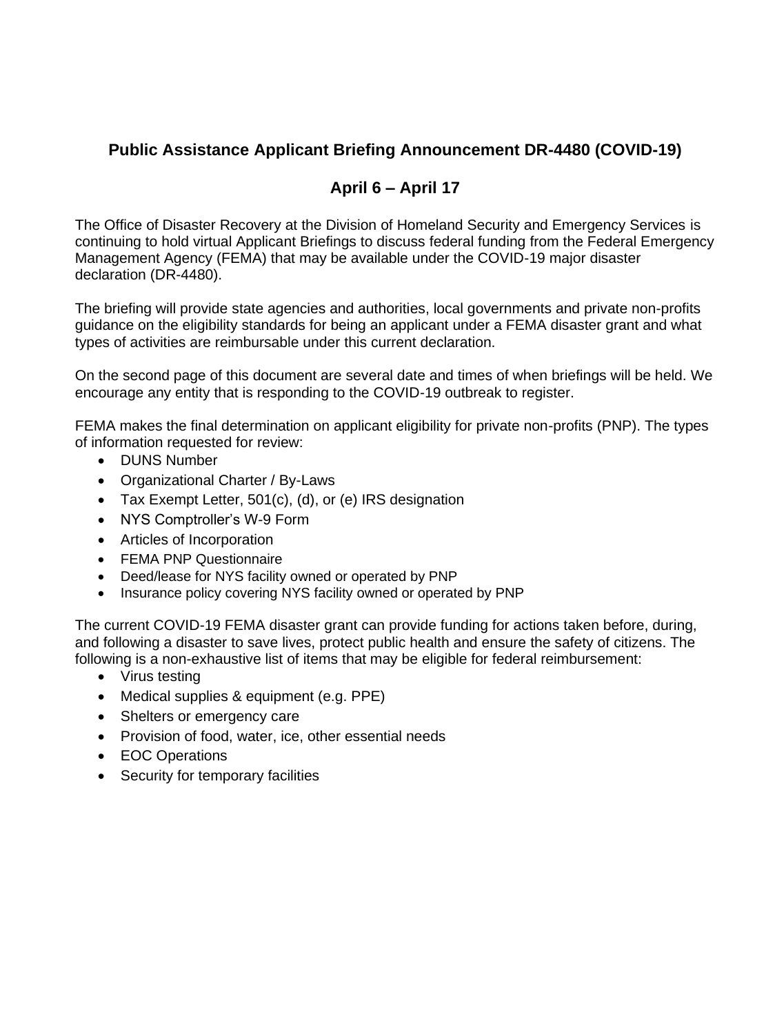# Public Assistance Applicant Briefing Announcement DR-4480 (COVID-19)

## April 6 – April 17

The Office of Disaster Recovery at the Division of Homeland Security and Emergency Services is continuing to hold virtual Applicant Briefings to discuss federal funding from the Federal Emergency Management Agency (FEMA) that may be available under the COVID-19 major disaster declaration (DR-4480).

The briefing will provide state agencies and authorities, local governments and private non-profits guidance on the eligibility standards for being an applicant under a FEMA disaster grant and what types of activities are reimbursable under this current declaration.

On the second page of this document are several date and times of when briefings will be held. We encourage any entity that is responding to the COVID-19 outbreak to register.

FEMA makes the final determination on applicant eligibility for private non-profits (PNP). The types of information requested for review:

- DUNS Number
- Organizational Charter / By-Laws
- Tax Exempt Letter, 501(c), (d), or (e) IRS designation
- NYS Comptroller's W-9 Form
- Articles of Incorporation
- FEMA PNP Questionnaire
- Deed/lease for NYS facility owned or operated by PNP
- Insurance policy covering NYS facility owned or operated by PNP

The current COVID-19 FEMA disaster grant can provide funding for actions taken before, during, and following a disaster to save lives, protect public health and ensure the safety of citizens. The following is a non-exhaustive list of items that may be eligible for federal reimbursement:

- Virus testing
- Medical supplies & equipment (e.g. PPE)
- Shelters or emergency care
- Provision of food, water, ice, other essential needs
- EOC Operations
- Security for temporary facilities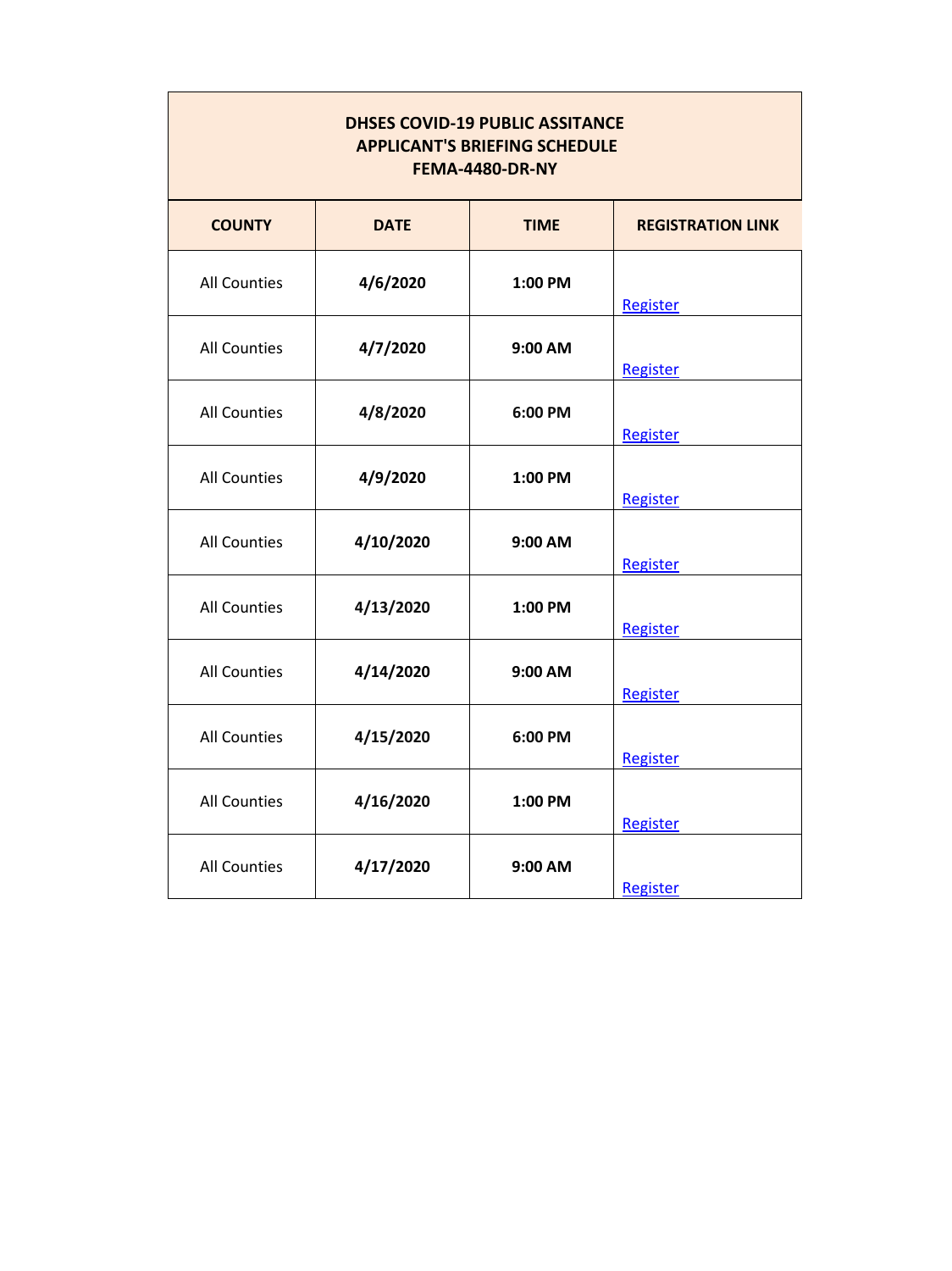**DHSES COVID-19 PUBLIC ASSITANCE**
**APPLICANT'S BRIEFING SCHEDULE**
**FEMA-4480-DR-NY**

| COUNTY | DATE | TIME | REGISTRATION LINK |
|---|---|---|---|
| All Counties | **4/6/2020** | **1:00 PM** | Register |
| All Counties | **4/7/2020** | **9:00 AM** | Register |
| All Counties | **4/8/2020** | **6:00 PM** | Register |
| All Counties | **4/9/2020** | **1:00 PM** | Register |
| All Counties | **4/10/2020** | **9:00 AM** | Register |
| All Counties | **4/13/2020** | **1:00 PM** | Register |
| All Counties | **4/14/2020** | **9:00 AM** | Register |
| All Counties | **4/15/2020** | **6:00 PM** | Register |
| All Counties | **4/16/2020** | **1:00 PM** | Register |
| All Counties | **4/17/2020** | **9:00 AM** | Register |